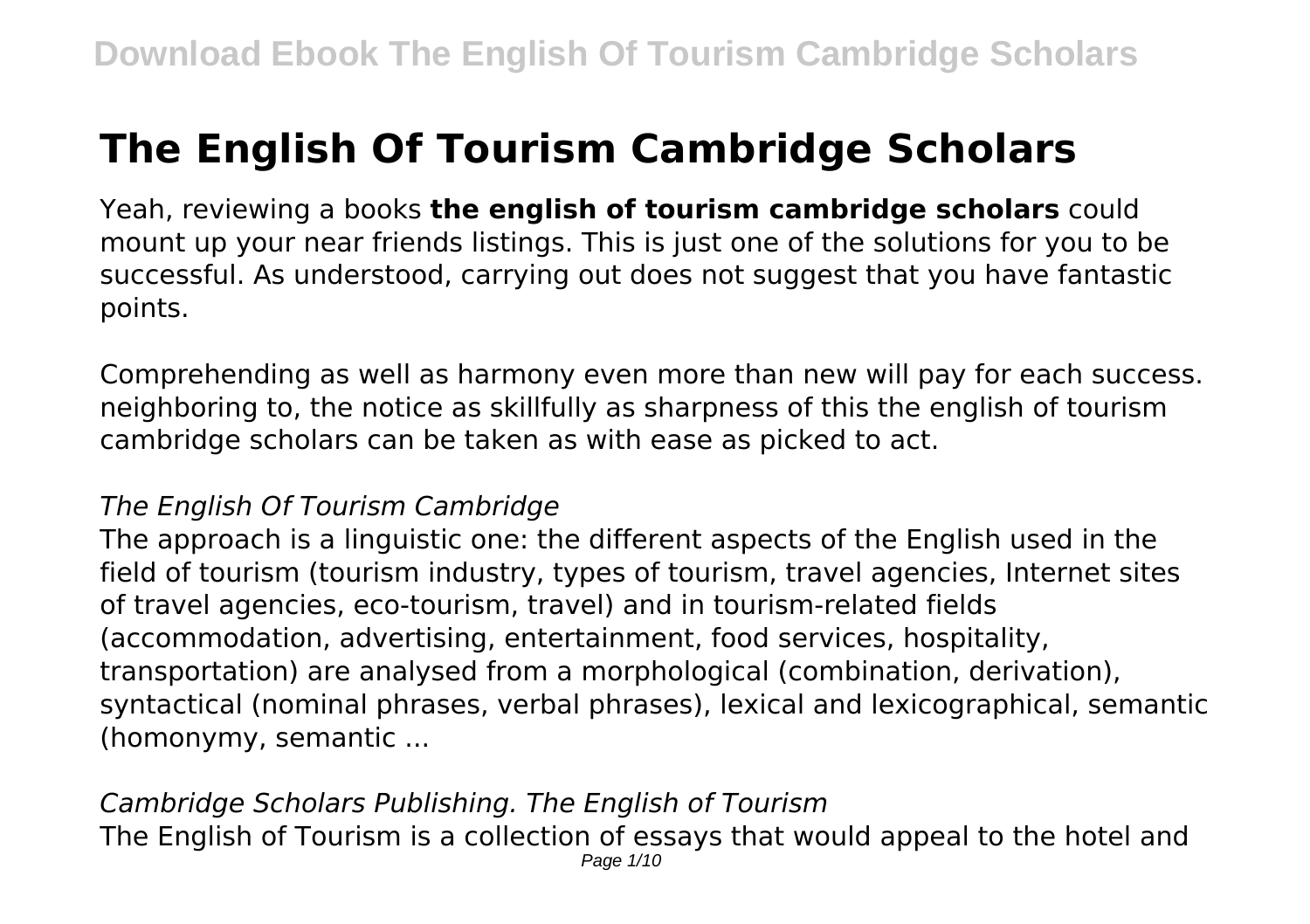# The English Of Tourism Cambridge Scholars

Yeah, reviewing a books **the english of tourism cambridge scholars** could mount up your near friends listings. This is just one of the solutions for you to be successful. As understood, carrying out does not suggest that you have fantastic points.

Comprehending as well as harmony even more than new will pay for each success. neighboring to, the notice as skillfully as sharpness of this the english of tourism cambridge scholars can be taken as with ease as picked to act.

*The English Of Tourism Cambridge*

The approach is a linguistic one: the different aspects of the English used in the field of tourism (tourism industry, types of tourism, travel agencies, Internet sites of travel agencies, eco-tourism, travel) and in tourism-related fields (accommodation, advertising, entertainment, food services, hospitality, transportation) are analysed from a morphological (combination, derivation), syntactical (nominal phrases, verbal phrases), lexical and lexicographical, semantic (homonymy, semantic ...

*Cambridge Scholars Publishing. The English of Tourism*

The English of Tourism is a collection of essays that would appeal to the hotel and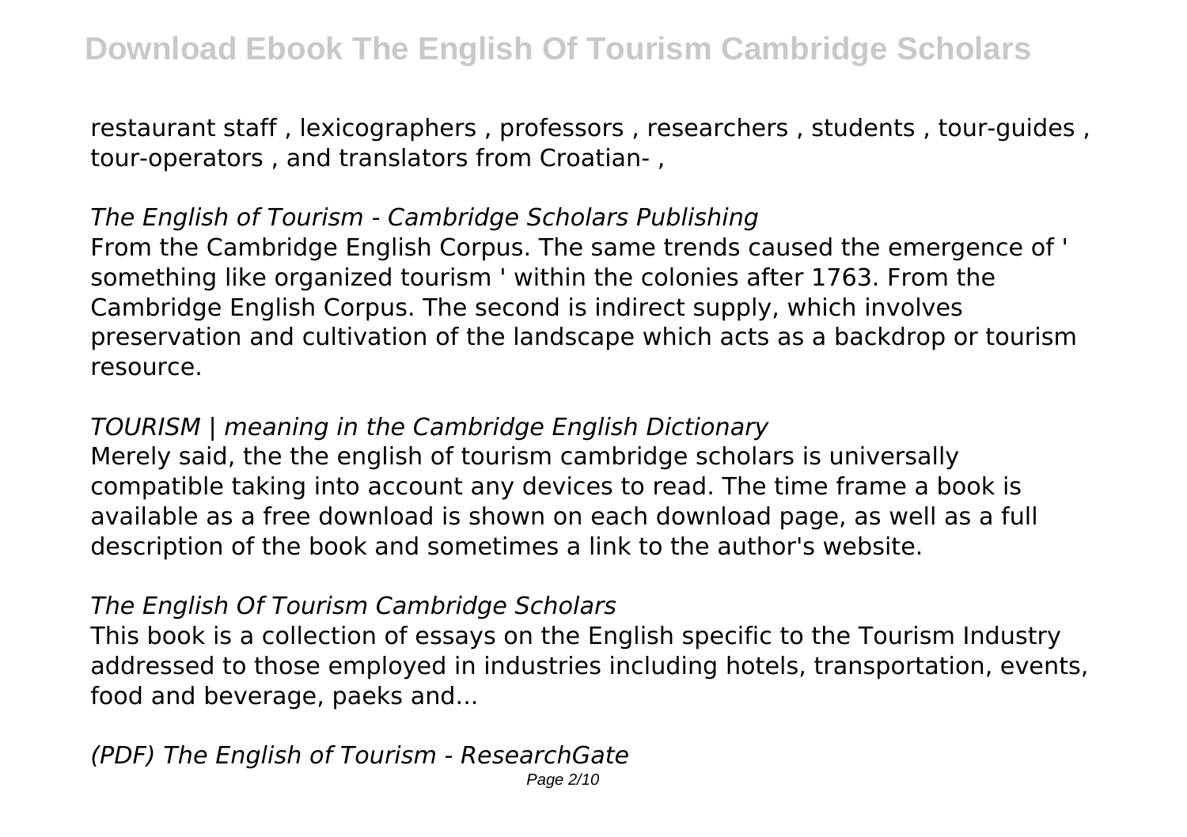restaurant staff , lexicographers , professors , researchers , students , tour-guides , tour-operators , and translators from Croatian- ,

*The English of Tourism - Cambridge Scholars Publishing*

From the Cambridge English Corpus. The same trends caused the emergence of ' something like organized tourism ' within the colonies after 1763. From the Cambridge English Corpus. The second is indirect supply, which involves preservation and cultivation of the landscape which acts as a backdrop or tourism resource.

*TOURISM | meaning in the Cambridge English Dictionary*

Merely said, the the english of tourism cambridge scholars is universally compatible taking into account any devices to read. The time frame a book is available as a free download is shown on each download page, as well as a full description of the book and sometimes a link to the author's website.

*The English Of Tourism Cambridge Scholars*

This book is a collection of essays on the English specific to the Tourism Industry addressed to those employed in industries including hotels, transportation, events, food and beverage, paeks and...

*(PDF) The English of Tourism - ResearchGate*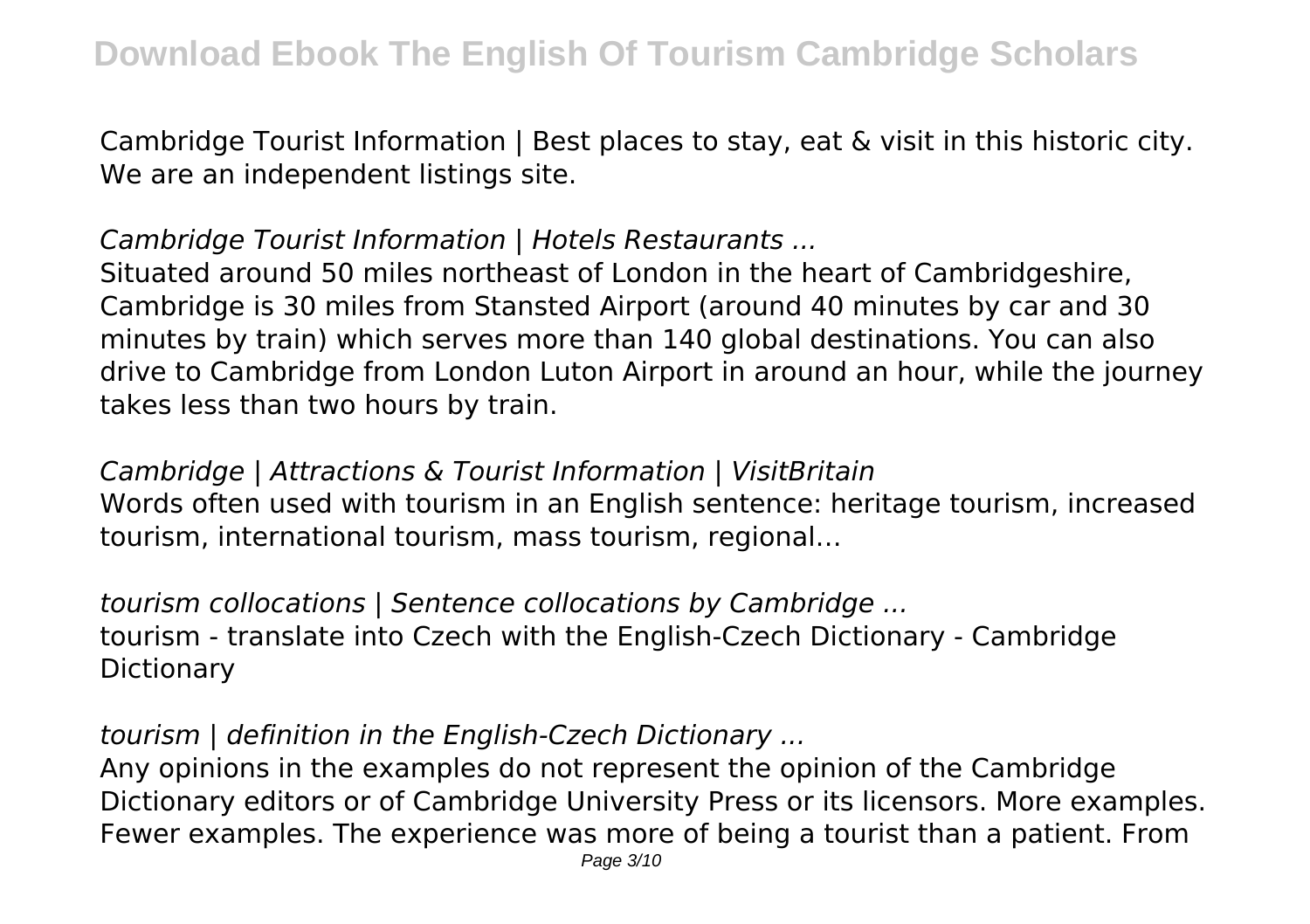Cambridge Tourist Information | Best places to stay, eat & visit in this historic city. We are an independent listings site.

*Cambridge Tourist Information | Hotels Restaurants ...*

Situated around 50 miles northeast of London in the heart of Cambridgeshire, Cambridge is 30 miles from Stansted Airport (around 40 minutes by car and 30 minutes by train) which serves more than 140 global destinations. You can also drive to Cambridge from London Luton Airport in around an hour, while the journey takes less than two hours by train.

*Cambridge | Attractions & Tourist Information | VisitBritain*

Words often used with tourism in an English sentence: heritage tourism, increased tourism, international tourism, mass tourism, regional…

*tourism collocations | Sentence collocations by Cambridge ...*

tourism - translate into Czech with the English-Czech Dictionary - Cambridge Dictionary

*tourism | definition in the English-Czech Dictionary ...*

Any opinions in the examples do not represent the opinion of the Cambridge Dictionary editors or of Cambridge University Press or its licensors. More examples. Fewer examples. The experience was more of being a tourist than a patient. From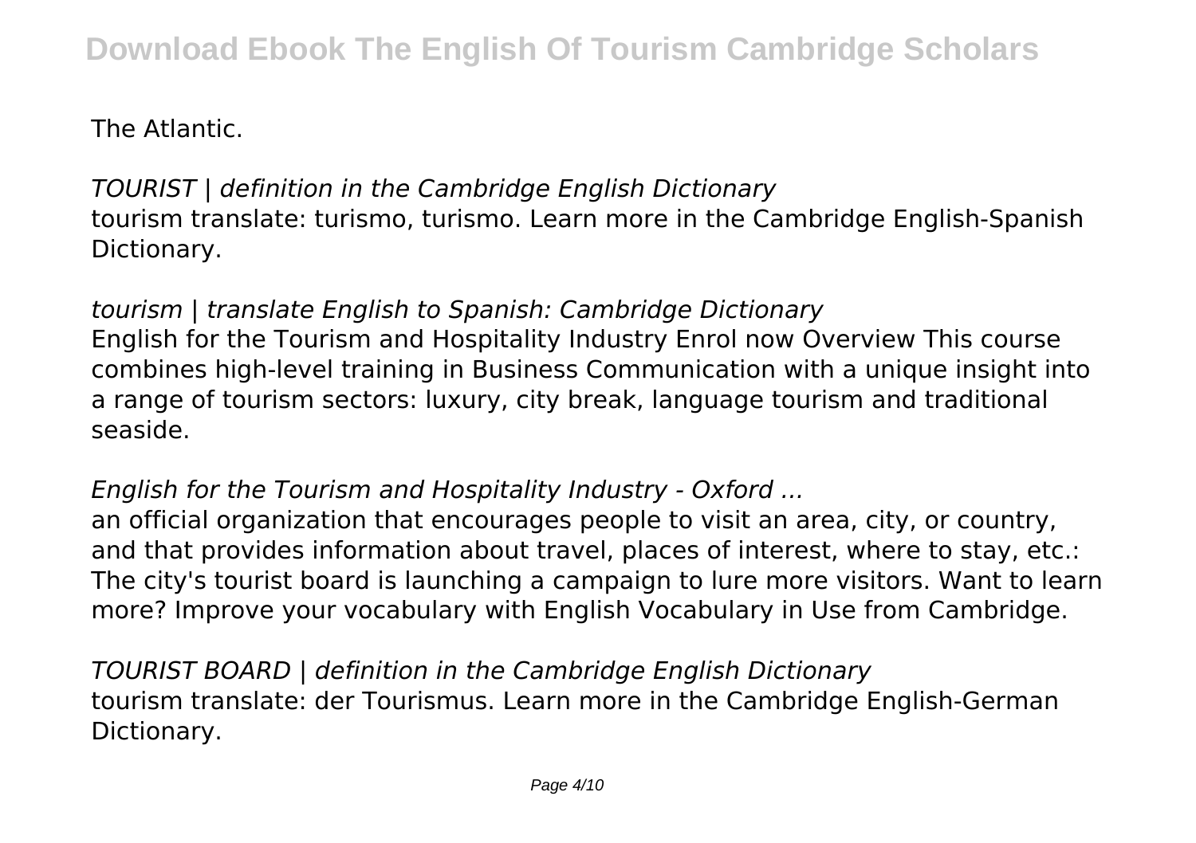The Atlantic.

*TOURIST | definition in the Cambridge English Dictionary*
tourism translate: turismo, turismo. Learn more in the Cambridge English-Spanish Dictionary.

*tourism | translate English to Spanish: Cambridge Dictionary*
English for the Tourism and Hospitality Industry Enrol now Overview This course combines high-level training in Business Communication with a unique insight into a range of tourism sectors: luxury, city break, language tourism and traditional seaside.

*English for the Tourism and Hospitality Industry - Oxford ...*
an official organization that encourages people to visit an area, city, or country, and that provides information about travel, places of interest, where to stay, etc.: The city's tourist board is launching a campaign to lure more visitors. Want to learn more? Improve your vocabulary with English Vocabulary in Use from Cambridge.

*TOURIST BOARD | definition in the Cambridge English Dictionary*
tourism translate: der Tourismus. Learn more in the Cambridge English-German Dictionary.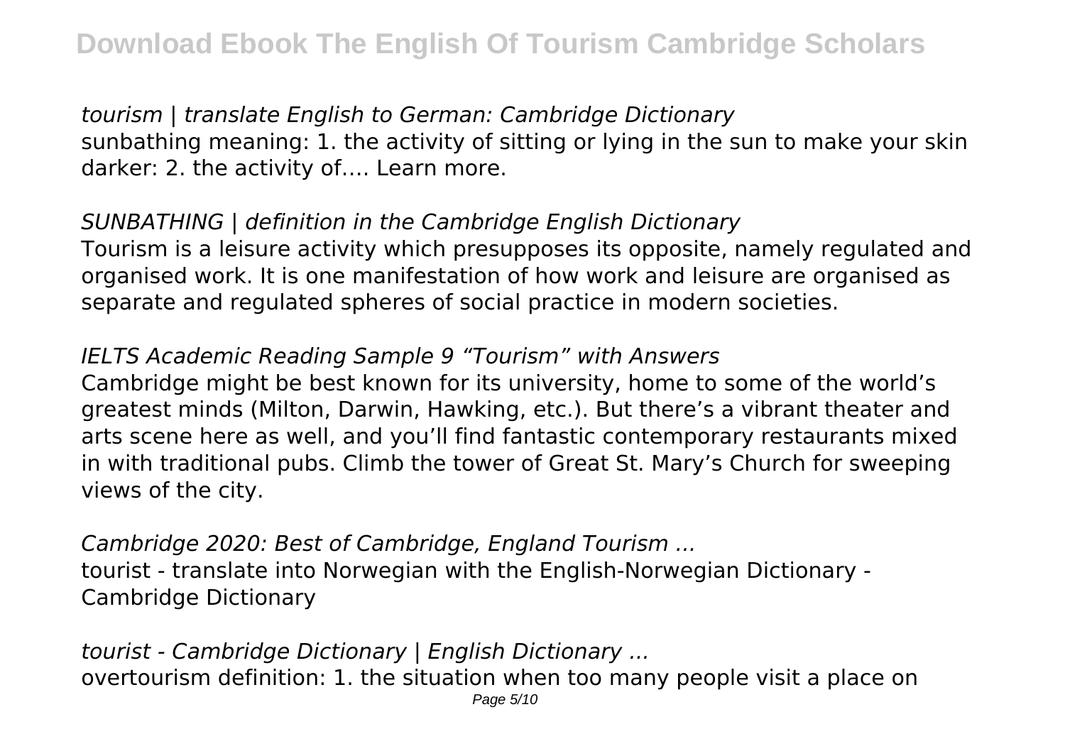*tourism | translate English to German: Cambridge Dictionary*
sunbathing meaning: 1. the activity of sitting or lying in the sun to make your skin darker: 2. the activity of…. Learn more.

*SUNBATHING | definition in the Cambridge English Dictionary*
Tourism is a leisure activity which presupposes its opposite, namely regulated and organised work. It is one manifestation of how work and leisure are organised as separate and regulated spheres of social practice in modern societies.

*IELTS Academic Reading Sample 9 "Tourism" with Answers*
Cambridge might be best known for its university, home to some of the world's greatest minds (Milton, Darwin, Hawking, etc.). But there's a vibrant theater and arts scene here as well, and you'll find fantastic contemporary restaurants mixed in with traditional pubs. Climb the tower of Great St. Mary's Church for sweeping views of the city.

*Cambridge 2020: Best of Cambridge, England Tourism ...*
tourist - translate into Norwegian with the English-Norwegian Dictionary - Cambridge Dictionary

*tourist - Cambridge Dictionary | English Dictionary ...*
overtourism definition: 1. the situation when too many people visit a place on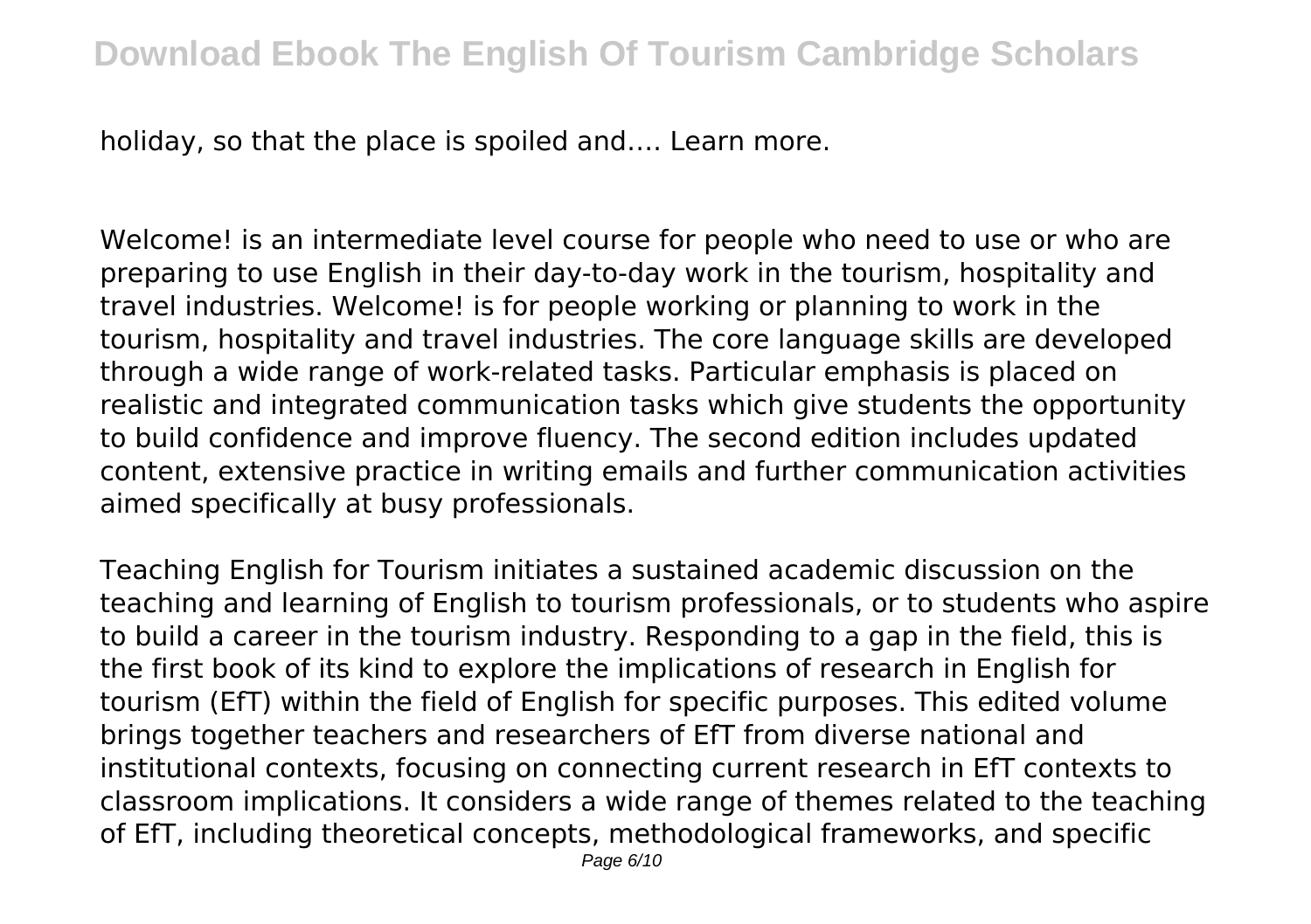holiday, so that the place is spoiled and…. Learn more.

Welcome! is an intermediate level course for people who need to use or who are preparing to use English in their day-to-day work in the tourism, hospitality and travel industries. Welcome! is for people working or planning to work in the tourism, hospitality and travel industries. The core language skills are developed through a wide range of work-related tasks. Particular emphasis is placed on realistic and integrated communication tasks which give students the opportunity to build confidence and improve fluency. The second edition includes updated content, extensive practice in writing emails and further communication activities aimed specifically at busy professionals.

Teaching English for Tourism initiates a sustained academic discussion on the teaching and learning of English to tourism professionals, or to students who aspire to build a career in the tourism industry. Responding to a gap in the field, this is the first book of its kind to explore the implications of research in English for tourism (EfT) within the field of English for specific purposes. This edited volume brings together teachers and researchers of EfT from diverse national and institutional contexts, focusing on connecting current research in EfT contexts to classroom implications. It considers a wide range of themes related to the teaching of EfT, including theoretical concepts, methodological frameworks, and specific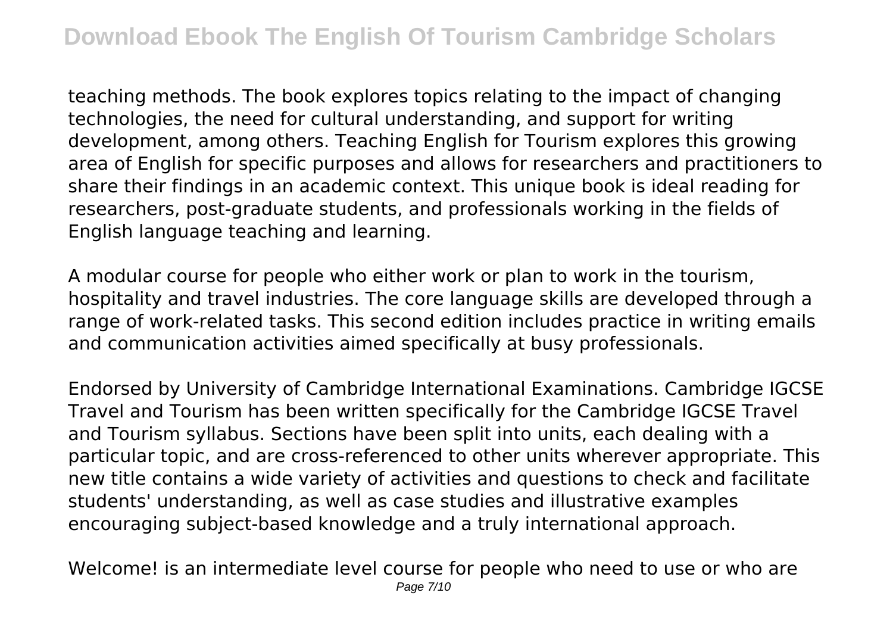teaching methods. The book explores topics relating to the impact of changing technologies, the need for cultural understanding, and support for writing development, among others. Teaching English for Tourism explores this growing area of English for specific purposes and allows for researchers and practitioners to share their findings in an academic context. This unique book is ideal reading for researchers, post-graduate students, and professionals working in the fields of English language teaching and learning.

A modular course for people who either work or plan to work in the tourism, hospitality and travel industries. The core language skills are developed through a range of work-related tasks. This second edition includes practice in writing emails and communication activities aimed specifically at busy professionals.

Endorsed by University of Cambridge International Examinations. Cambridge IGCSE Travel and Tourism has been written specifically for the Cambridge IGCSE Travel and Tourism syllabus. Sections have been split into units, each dealing with a particular topic, and are cross-referenced to other units wherever appropriate. This new title contains a wide variety of activities and questions to check and facilitate students' understanding, as well as case studies and illustrative examples encouraging subject-based knowledge and a truly international approach.

Welcome! is an intermediate level course for people who need to use or who are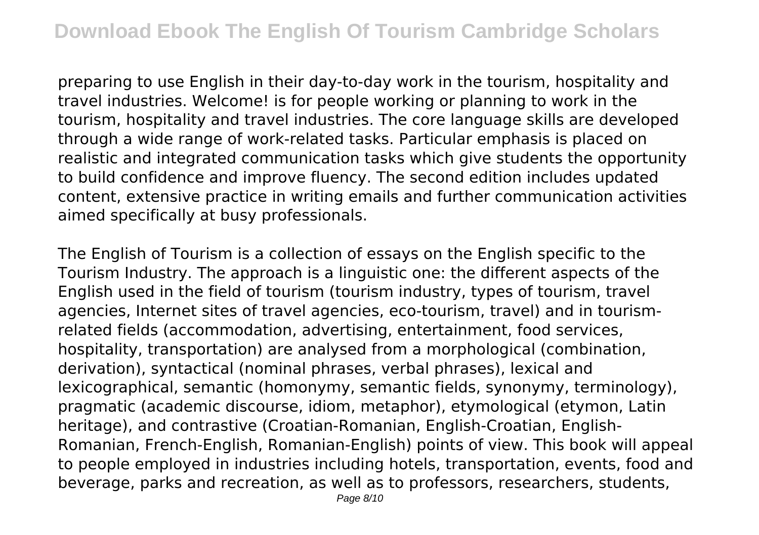preparing to use English in their day-to-day work in the tourism, hospitality and travel industries. Welcome! is for people working or planning to work in the tourism, hospitality and travel industries. The core language skills are developed through a wide range of work-related tasks. Particular emphasis is placed on realistic and integrated communication tasks which give students the opportunity to build confidence and improve fluency. The second edition includes updated content, extensive practice in writing emails and further communication activities aimed specifically at busy professionals.

The English of Tourism is a collection of essays on the English specific to the Tourism Industry. The approach is a linguistic one: the different aspects of the English used in the field of tourism (tourism industry, types of tourism, travel agencies, Internet sites of travel agencies, eco-tourism, travel) and in tourism-related fields (accommodation, advertising, entertainment, food services, hospitality, transportation) are analysed from a morphological (combination, derivation), syntactical (nominal phrases, verbal phrases), lexical and lexicographical, semantic (homonymy, semantic fields, synonymy, terminology), pragmatic (academic discourse, idiom, metaphor), etymological (etymon, Latin heritage), and contrastive (Croatian-Romanian, English-Croatian, English-Romanian, French-English, Romanian-English) points of view. This book will appeal to people employed in industries including hotels, transportation, events, food and beverage, parks and recreation, as well as to professors, researchers, students,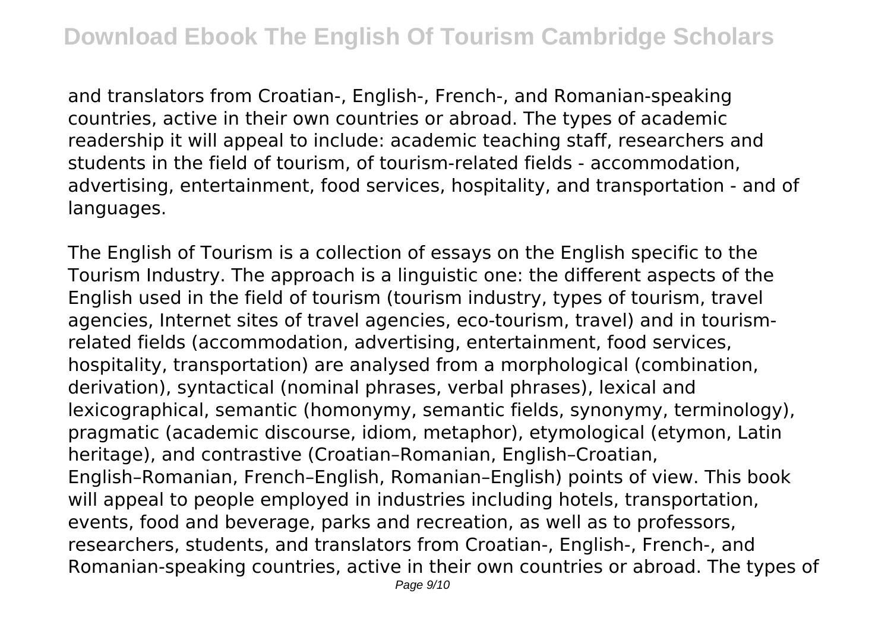and translators from Croatian-, English-, French-, and Romanian-speaking countries, active in their own countries or abroad. The types of academic readership it will appeal to include: academic teaching staff, researchers and students in the field of tourism, of tourism-related fields - accommodation, advertising, entertainment, food services, hospitality, and transportation - and of languages.

The English of Tourism is a collection of essays on the English specific to the Tourism Industry. The approach is a linguistic one: the different aspects of the English used in the field of tourism (tourism industry, types of tourism, travel agencies, Internet sites of travel agencies, eco-tourism, travel) and in tourism-related fields (accommodation, advertising, entertainment, food services, hospitality, transportation) are analysed from a morphological (combination, derivation), syntactical (nominal phrases, verbal phrases), lexical and lexicographical, semantic (homonymy, semantic fields, synonymy, terminology), pragmatic (academic discourse, idiom, metaphor), etymological (etymon, Latin heritage), and contrastive (Croatian–Romanian, English–Croatian, English–Romanian, French–English, Romanian–English) points of view. This book will appeal to people employed in industries including hotels, transportation, events, food and beverage, parks and recreation, as well as to professors, researchers, students, and translators from Croatian-, English-, French-, and Romanian-speaking countries, active in their own countries or abroad. The types of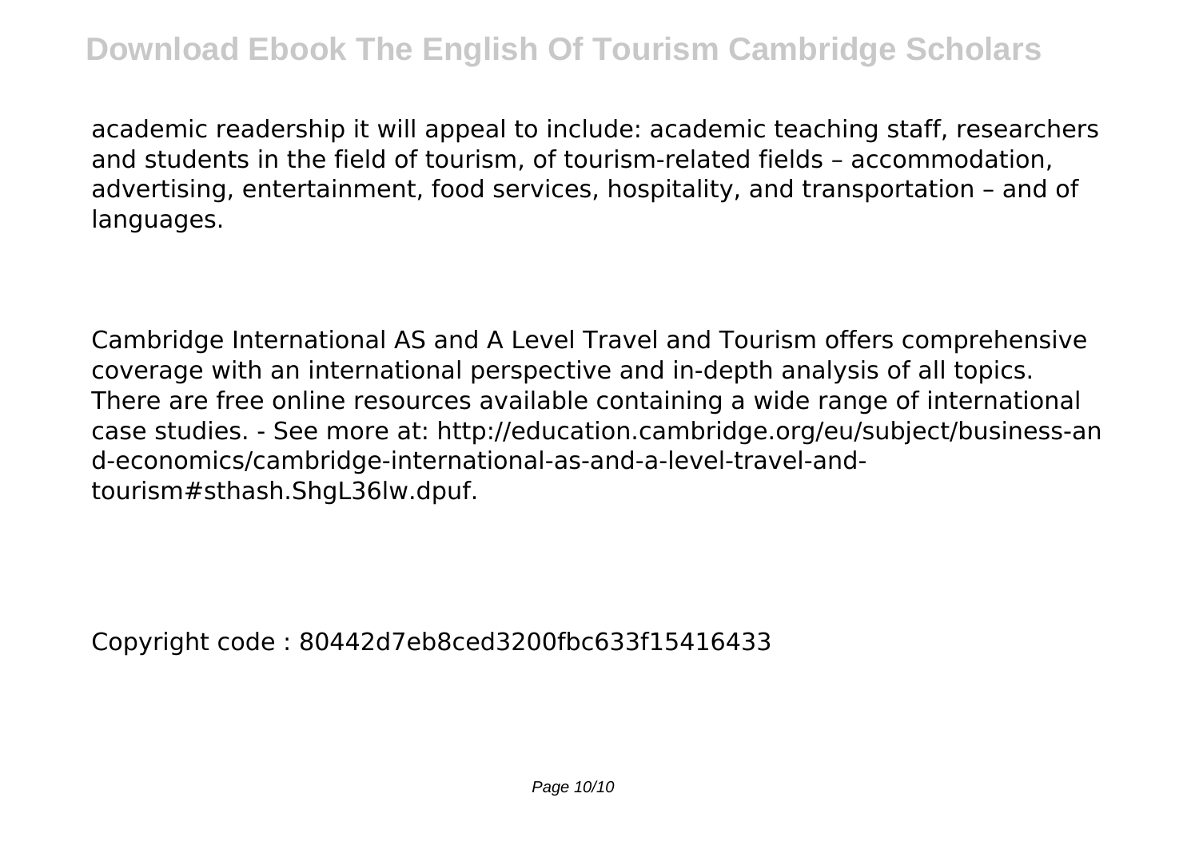academic readership it will appeal to include: academic teaching staff, researchers and students in the field of tourism, of tourism-related fields – accommodation, advertising, entertainment, food services, hospitality, and transportation – and of languages.

Cambridge International AS and A Level Travel and Tourism offers comprehensive coverage with an international perspective and in-depth analysis of all topics. There are free online resources available containing a wide range of international case studies. - See more at: http://education.cambridge.org/eu/subject/business-and-economics/cambridge-international-as-and-a-level-travel-and-tourism#sthash.ShgL36lw.dpuf.

Copyright code : 80442d7eb8ced3200fbc633f15416433